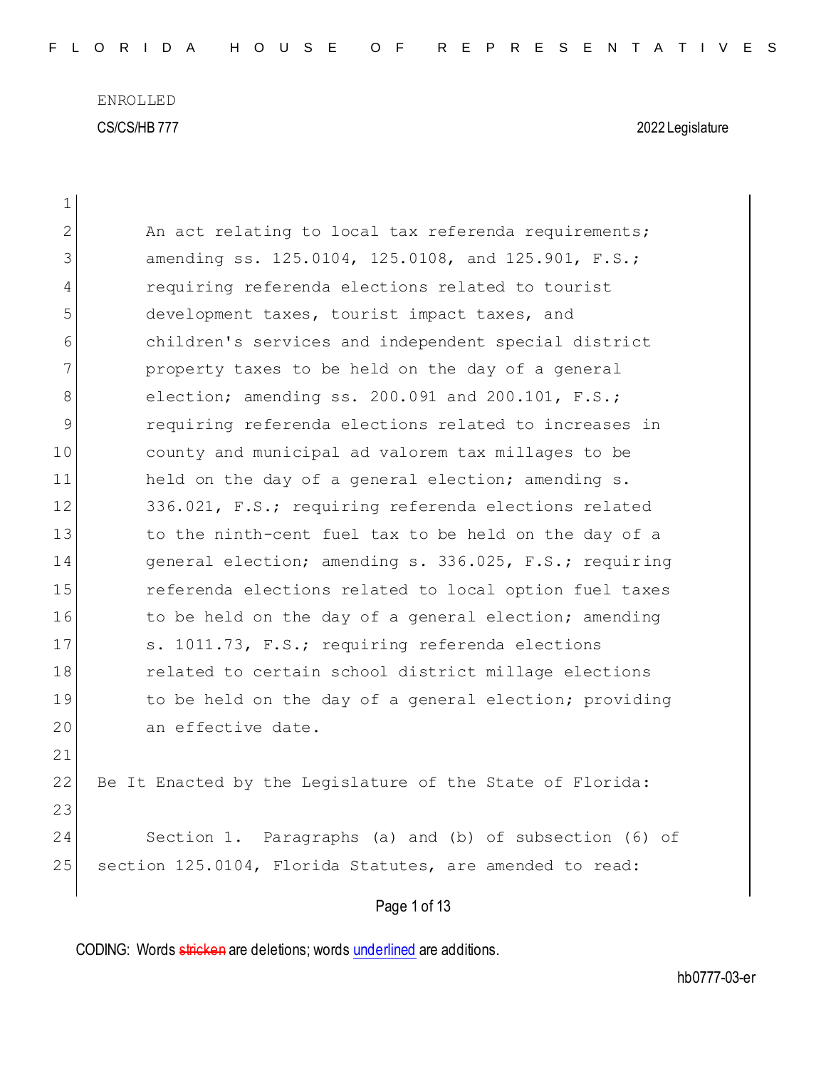ENROLLED

CS/CS/HB 777 2022 Legislature

An act relating to local tax referenda requirements; amending ss. 125.0104, 125.0108, and 125.901, F.S.; requiring referenda elections related to tourist development taxes, tourist impact taxes, and children's services and independent special district property taxes to be held on the day of a general election; amending ss. 200.091 and 200.101, F.S.; requiring referenda elections related to increases in county and municipal ad valorem tax millages to be held on the day of a general election; amending s. 336.021, F.S.; requiring referenda elections related to the ninth-cent fuel tax to be held on the day of a general election; amending s. 336.025, F.S.; requiring referenda elections related to local option fuel taxes to be held on the day of a general election; amending s. 1011.73, F.S.; requiring referenda elections related to certain school district millage elections to be held on the day of a general election; providing an effective date.

Be It Enacted by the Legislature of the State of Florida:

Section 1. Paragraphs (a) and (b) of subsection (6) of section 125.0104, Florida Statutes, are amended to read:

CODING: Words stricken are deletions; words underlined are additions.

hb0777-03-er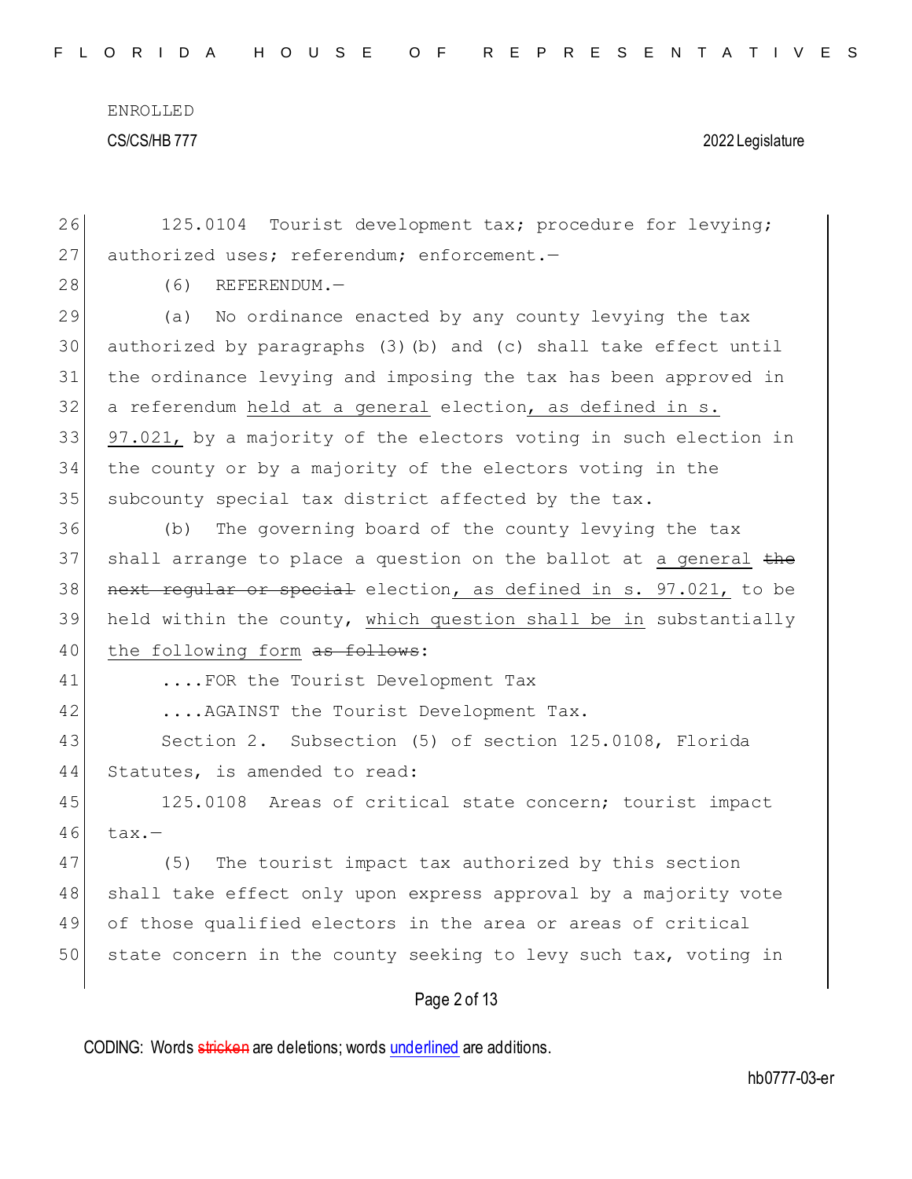125.0104 Tourist development tax; procedure for levying; authorized uses; referendum; enforcement.—

(6) REFERENDUM.—

(a) No ordinance enacted by any county levying the tax authorized by paragraphs (3)(b) and (c) shall take effect until the ordinance levying and imposing the tax has been approved in a referendum <u>held at a general</u> election<u>, as defined in s. 97.021,</u> by a majority of the electors voting in such election in the county or by a majority of the electors voting in the subcounty special tax district affected by the tax.

(b) The governing board of the county levying the tax shall arrange to place a question on the ballot at <u>a general</u> ~~the next regular or special~~ election<u>, as defined in s. 97.021,</u> to be held within the county, <u>which question shall be in</u> substantially <u>the following form</u> ~~as follows~~:

....FOR the Tourist Development Tax

....AGAINST the Tourist Development Tax.

Section 2. Subsection (5) of section 125.0108, Florida Statutes, is amended to read:

125.0108 Areas of critical state concern; tourist impact tax.—

(5) The tourist impact tax authorized by this section shall take effect only upon express approval by a majority vote of those qualified electors in the area or areas of critical state concern in the county seeking to levy such tax, voting in

CODING: Words ~~stricken~~ are deletions; words <u>underlined</u> are additions.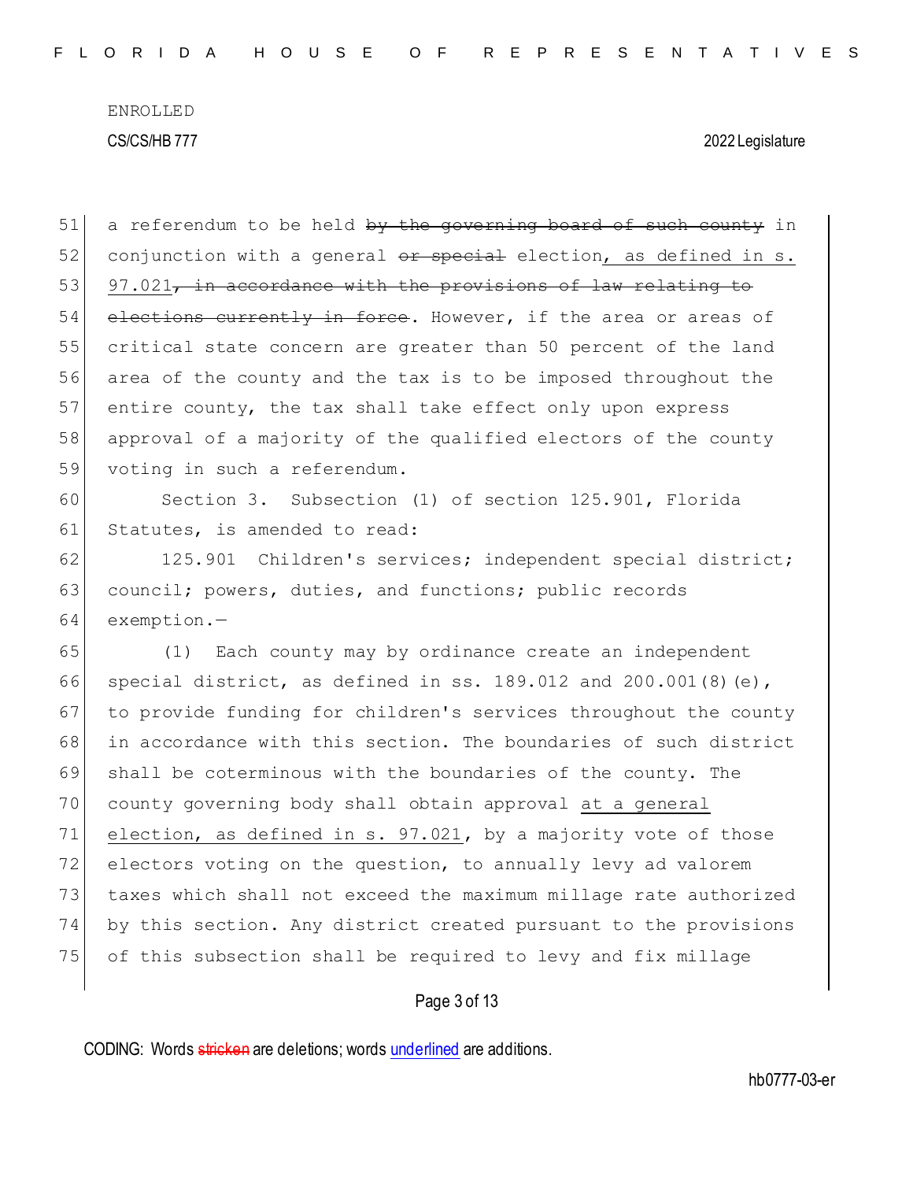a referendum to be held ~~by the governing board of such county~~ in conjunction with a general ~~or special~~ election, as defined in s. 97.021~~, in accordance with the provisions of law relating to elections currently in force~~. However, if the area or areas of critical state concern are greater than 50 percent of the land area of the county and the tax is to be imposed throughout the entire county, the tax shall take effect only upon express approval of a majority of the qualified electors of the county voting in such a referendum.

Section 3. Subsection (1) of section 125.901, Florida Statutes, is amended to read:

125.901 Children's services; independent special district; council; powers, duties, and functions; public records exemption.—

(1) Each county may by ordinance create an independent special district, as defined in ss. 189.012 and 200.001(8)(e), to provide funding for children's services throughout the county in accordance with this section. The boundaries of such district shall be coterminous with the boundaries of the county. The county governing body shall obtain approval at a general election, as defined in s. 97.021, by a majority vote of those electors voting on the question, to annually levy ad valorem taxes which shall not exceed the maximum millage rate authorized by this section. Any district created pursuant to the provisions of this subsection shall be required to levy and fix millage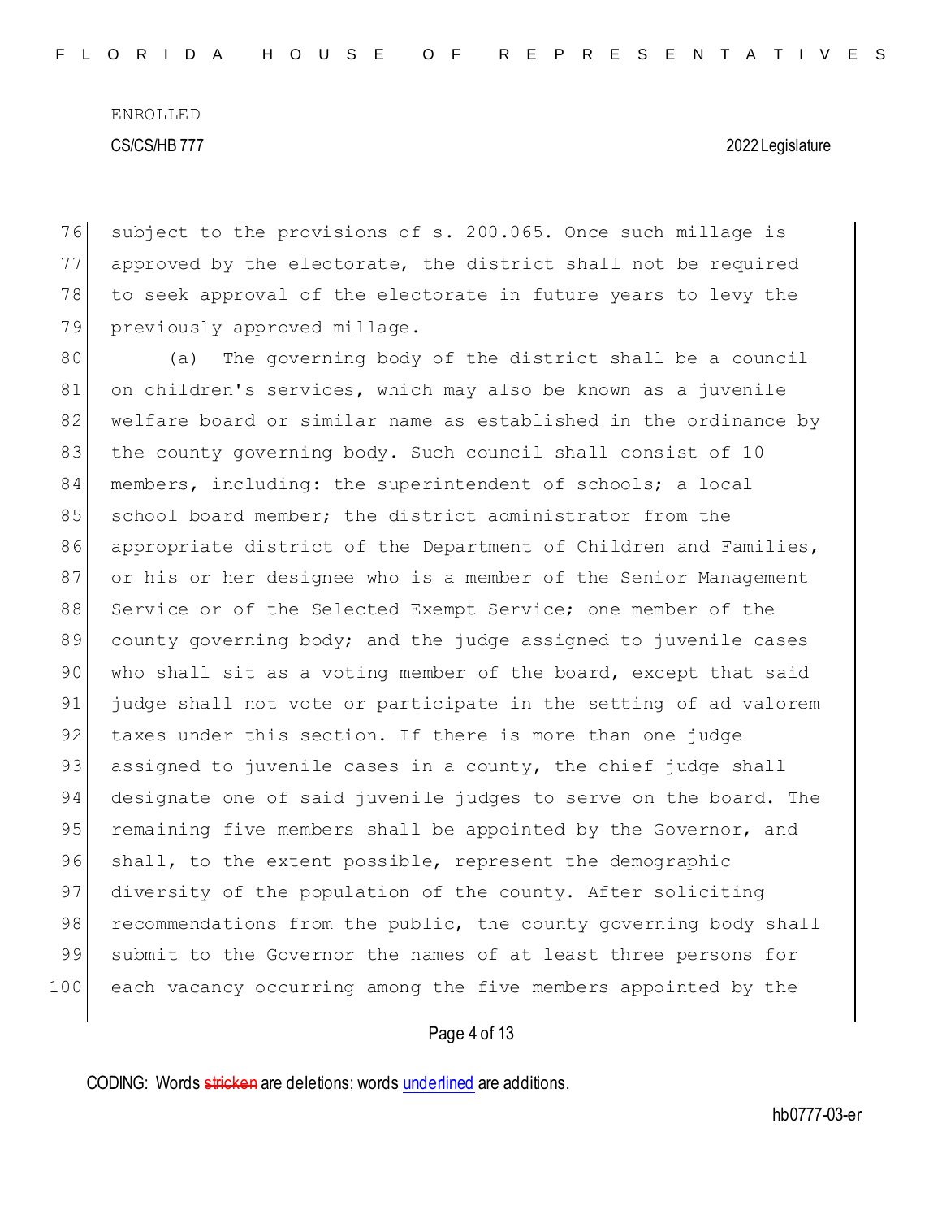subject to the provisions of s. 200.065. Once such millage is approved by the electorate, the district shall not be required to seek approval of the electorate in future years to levy the previously approved millage.

(a) The governing body of the district shall be a council on children's services, which may also be known as a juvenile welfare board or similar name as established in the ordinance by the county governing body. Such council shall consist of 10 members, including: the superintendent of schools; a local school board member; the district administrator from the appropriate district of the Department of Children and Families, or his or her designee who is a member of the Senior Management Service or of the Selected Exempt Service; one member of the county governing body; and the judge assigned to juvenile cases who shall sit as a voting member of the board, except that said judge shall not vote or participate in the setting of ad valorem taxes under this section. If there is more than one judge assigned to juvenile cases in a county, the chief judge shall designate one of said juvenile judges to serve on the board. The remaining five members shall be appointed by the Governor, and shall, to the extent possible, represent the demographic diversity of the population of the county. After soliciting recommendations from the public, the county governing body shall submit to the Governor the names of at least three persons for each vacancy occurring among the five members appointed by the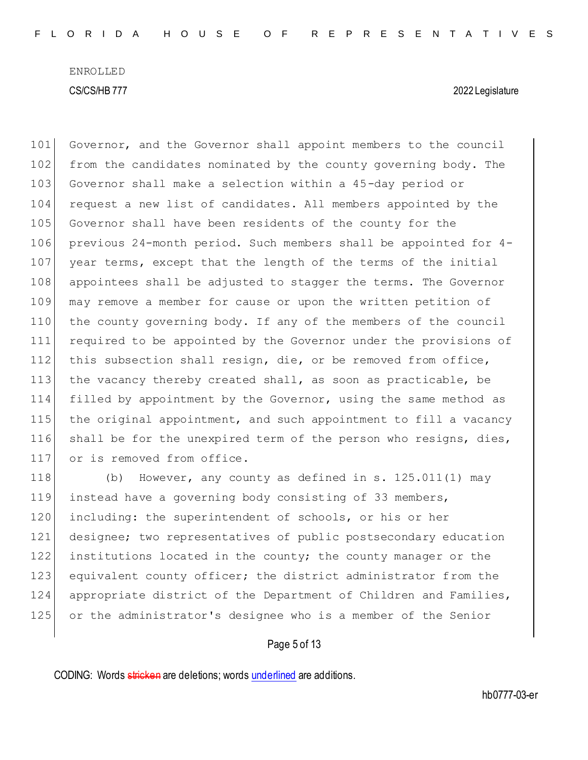Governor, and the Governor shall appoint members to the council from the candidates nominated by the county governing body. The Governor shall make a selection within a 45-day period or request a new list of candidates. All members appointed by the Governor shall have been residents of the county for the previous 24-month period. Such members shall be appointed for 4-year terms, except that the length of the terms of the initial appointees shall be adjusted to stagger the terms. The Governor may remove a member for cause or upon the written petition of the county governing body. If any of the members of the council required to be appointed by the Governor under the provisions of this subsection shall resign, die, or be removed from office, the vacancy thereby created shall, as soon as practicable, be filled by appointment by the Governor, using the same method as the original appointment, and such appointment to fill a vacancy shall be for the unexpired term of the person who resigns, dies, or is removed from office.

(b) However, any county as defined in s. 125.011(1) may instead have a governing body consisting of 33 members, including: the superintendent of schools, or his or her designee; two representatives of public postsecondary education institutions located in the county; the county manager or the equivalent county officer; the district administrator from the appropriate district of the Department of Children and Families, or the administrator's designee who is a member of the Senior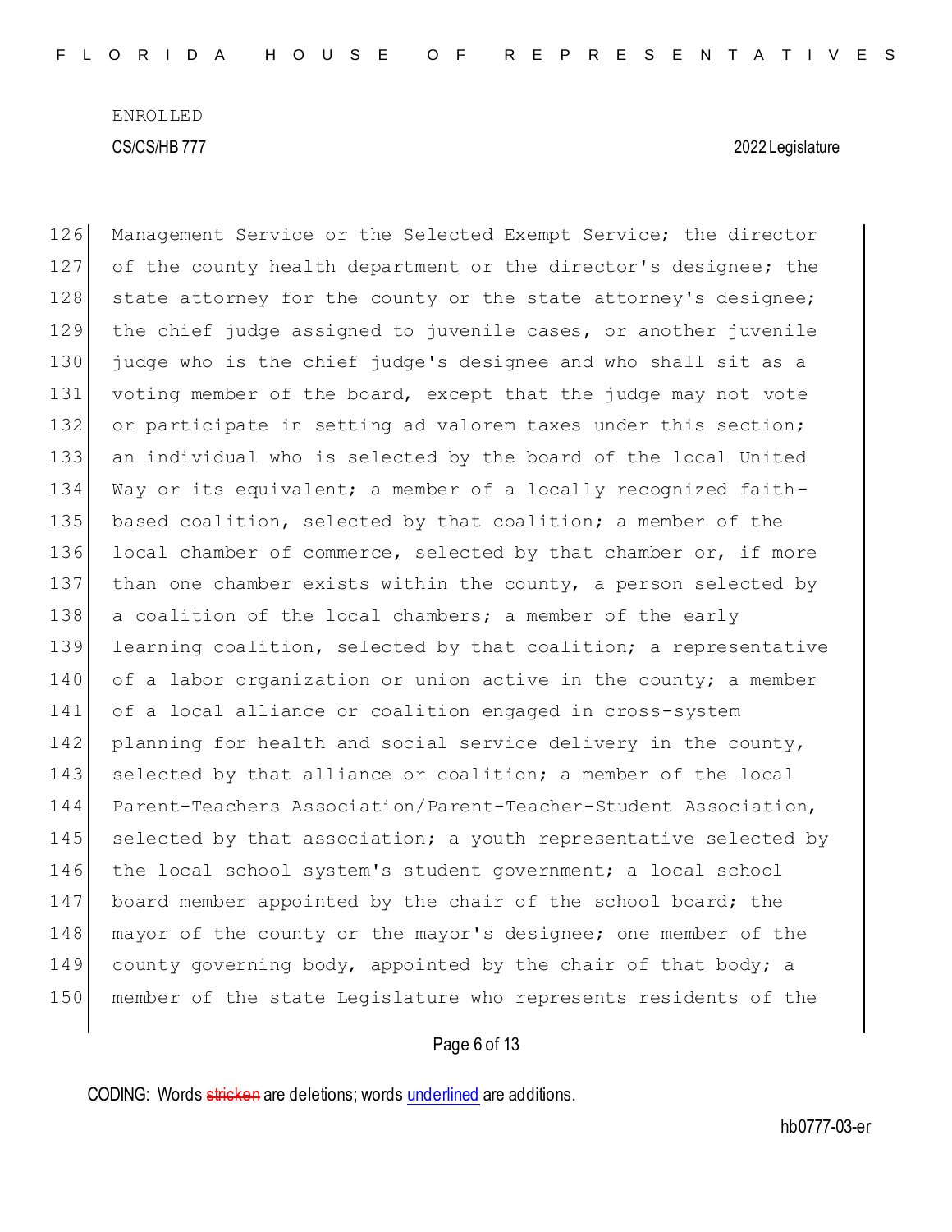Management Service or the Selected Exempt Service; the director of the county health department or the director's designee; the state attorney for the county or the state attorney's designee; the chief judge assigned to juvenile cases, or another juvenile judge who is the chief judge's designee and who shall sit as a voting member of the board, except that the judge may not vote or participate in setting ad valorem taxes under this section; an individual who is selected by the board of the local United Way or its equivalent; a member of a locally recognized faith-based coalition, selected by that coalition; a member of the local chamber of commerce, selected by that chamber or, if more than one chamber exists within the county, a person selected by a coalition of the local chambers; a member of the early learning coalition, selected by that coalition; a representative of a labor organization or union active in the county; a member of a local alliance or coalition engaged in cross-system planning for health and social service delivery in the county, selected by that alliance or coalition; a member of the local Parent-Teachers Association/Parent-Teacher-Student Association, selected by that association; a youth representative selected by the local school system's student government; a local school board member appointed by the chair of the school board; the mayor of the county or the mayor's designee; one member of the county governing body, appointed by the chair of that body; a member of the state Legislature who represents residents of the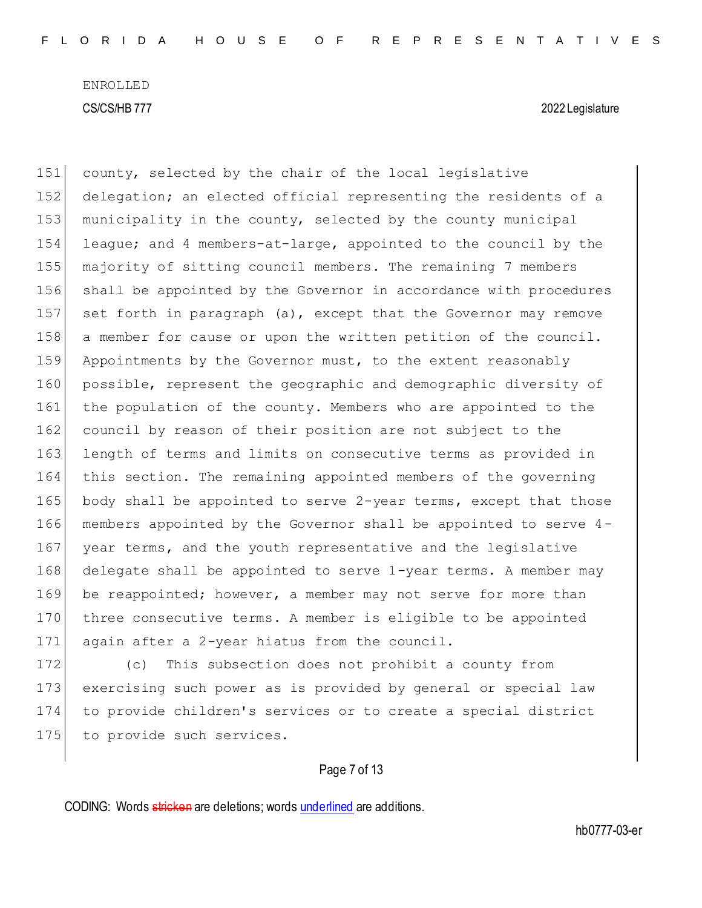county, selected by the chair of the local legislative delegation; an elected official representing the residents of a municipality in the county, selected by the county municipal league; and 4 members-at-large, appointed to the council by the majority of sitting council members. The remaining 7 members shall be appointed by the Governor in accordance with procedures set forth in paragraph (a), except that the Governor may remove a member for cause or upon the written petition of the council. Appointments by the Governor must, to the extent reasonably possible, represent the geographic and demographic diversity of the population of the county. Members who are appointed to the council by reason of their position are not subject to the length of terms and limits on consecutive terms as provided in this section. The remaining appointed members of the governing body shall be appointed to serve 2-year terms, except that those members appointed by the Governor shall be appointed to serve 4-year terms, and the youth representative and the legislative delegate shall be appointed to serve 1-year terms. A member may be reappointed; however, a member may not serve for more than three consecutive terms. A member is eligible to be appointed again after a 2-year hiatus from the council.

(c) This subsection does not prohibit a county from exercising such power as is provided by general or special law to provide children's services or to create a special district to provide such services.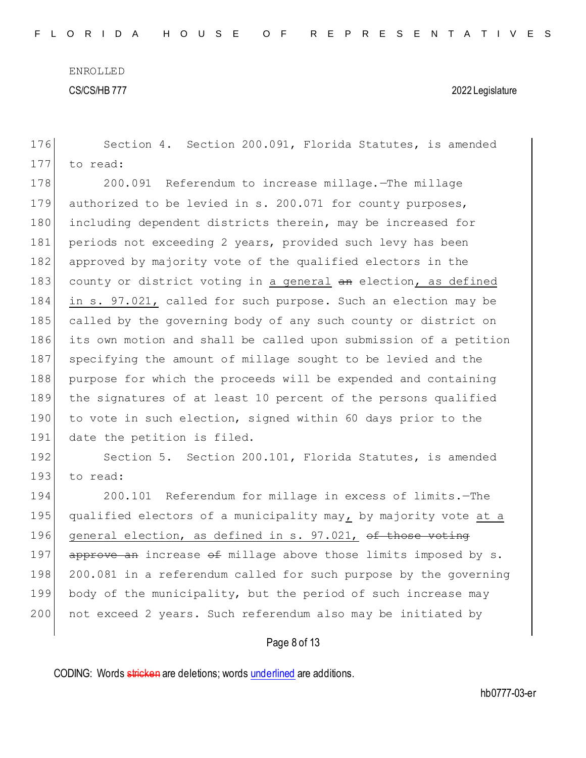Section 4. Section 200.091, Florida Statutes, is amended to read:

200.091 Referendum to increase millage.—The millage authorized to be levied in s. 200.071 for county purposes, including dependent districts therein, may be increased for periods not exceeding 2 years, provided such levy has been approved by majority vote of the qualified electors in the county or district voting in <u>a general</u> ~~an~~ election<u>, as defined in s. 97.021,</u> called for such purpose. Such an election may be called by the governing body of any such county or district on its own motion and shall be called upon submission of a petition specifying the amount of millage sought to be levied and the purpose for which the proceeds will be expended and containing the signatures of at least 10 percent of the persons qualified to vote in such election, signed within 60 days prior to the date the petition is filed.

Section 5. Section 200.101, Florida Statutes, is amended to read:

200.101 Referendum for millage in excess of limits.—The qualified electors of a municipality may<u>,</u> by majority vote <u>at a general election, as defined in s. 97.021,</u> ~~of those voting approve an~~ increase ~~of~~ millage above those limits imposed by s. 200.081 in a referendum called for such purpose by the governing body of the municipality, but the period of such increase may not exceed 2 years. Such referendum also may be initiated by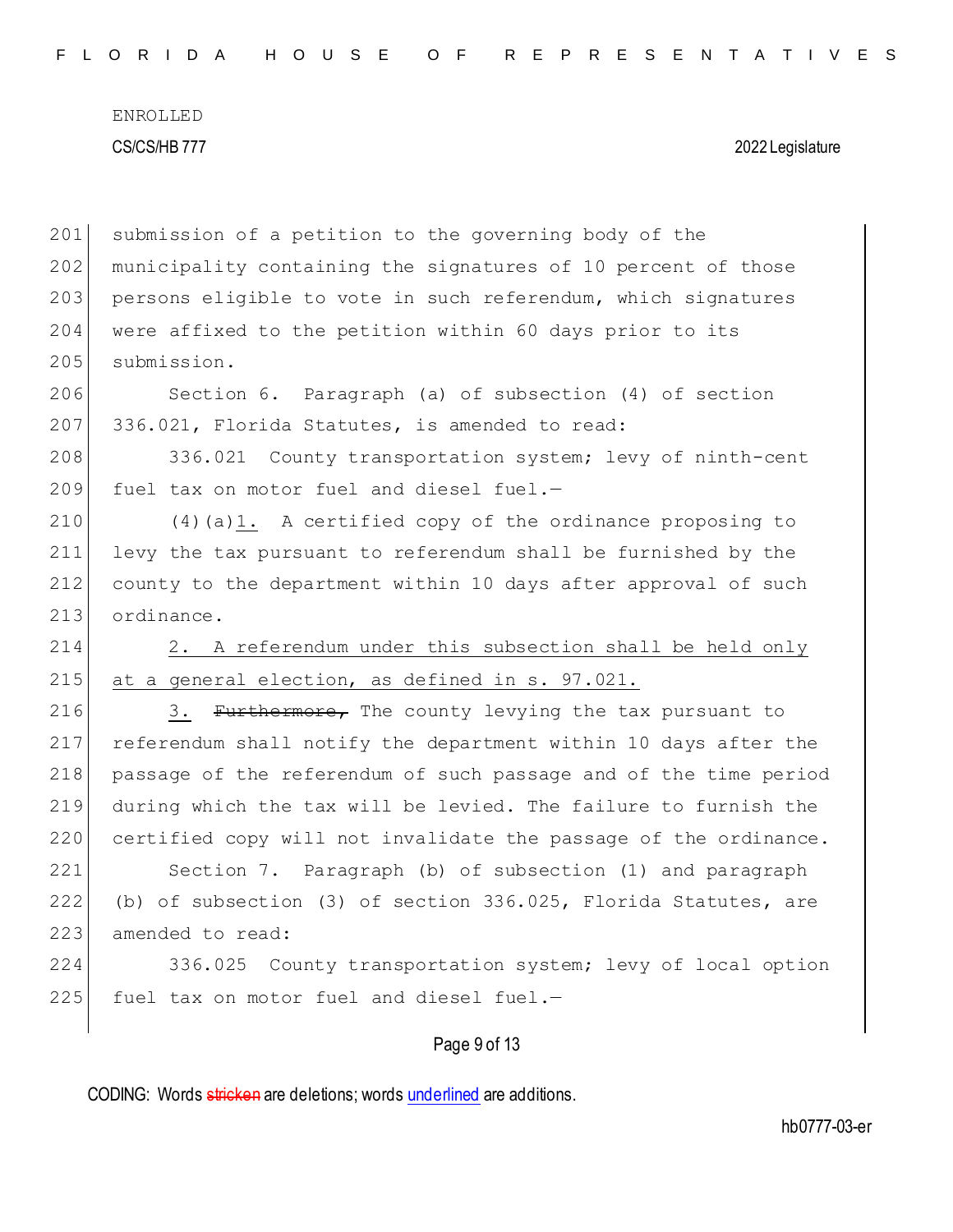submission of a petition to the governing body of the municipality containing the signatures of 10 percent of those persons eligible to vote in such referendum, which signatures were affixed to the petition within 60 days prior to its submission.

Section 6. Paragraph (a) of subsection (4) of section 336.021, Florida Statutes, is amended to read:

336.021 County transportation system; levy of ninth-cent fuel tax on motor fuel and diesel fuel.—

(4)(a)1. A certified copy of the ordinance proposing to levy the tax pursuant to referendum shall be furnished by the county to the department within 10 days after approval of such ordinance.

2. A referendum under this subsection shall be held only at a general election, as defined in s. 97.021.

3. ~~Furthermore,~~ The county levying the tax pursuant to referendum shall notify the department within 10 days after the passage of the referendum of such passage and of the time period during which the tax will be levied. The failure to furnish the certified copy will not invalidate the passage of the ordinance.

Section 7. Paragraph (b) of subsection (1) and paragraph (b) of subsection (3) of section 336.025, Florida Statutes, are amended to read:

336.025 County transportation system; levy of local option fuel tax on motor fuel and diesel fuel.—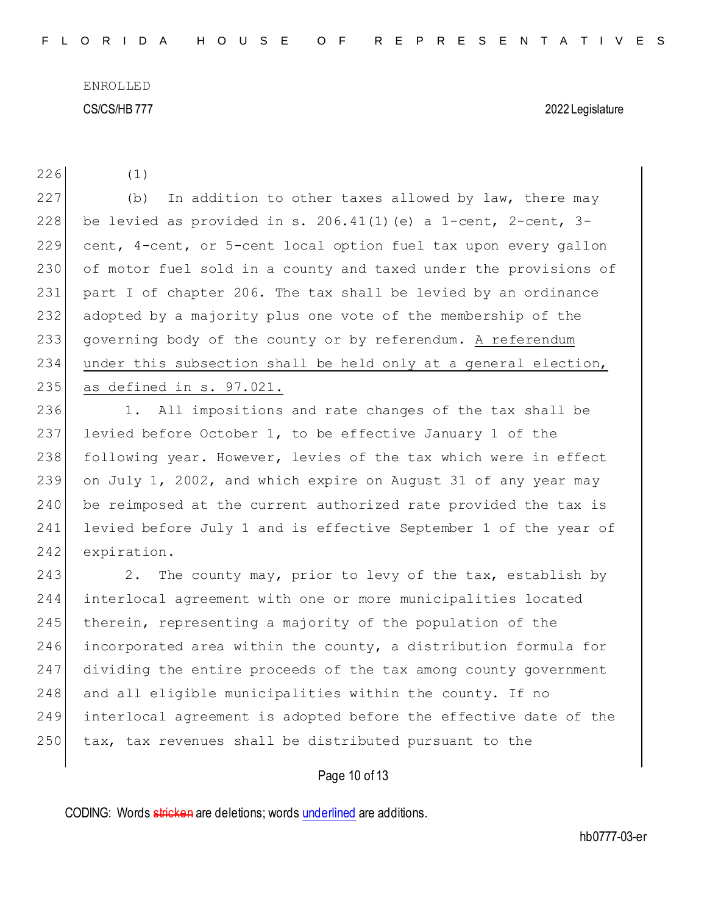ENROLLED

CS/CS/HB 777 2022 Legislature

(1)

(b) In addition to other taxes allowed by law, there may be levied as provided in s. 206.41(1)(e) a 1-cent, 2-cent, 3-cent, 4-cent, or 5-cent local option fuel tax upon every gallon of motor fuel sold in a county and taxed under the provisions of part I of chapter 206. The tax shall be levied by an ordinance adopted by a majority plus one vote of the membership of the governing body of the county or by referendum. <u>A referendum under this subsection shall be held only at a general election, as defined in s. 97.021.</u>

1. All impositions and rate changes of the tax shall be levied before October 1, to be effective January 1 of the following year. However, levies of the tax which were in effect on July 1, 2002, and which expire on August 31 of any year may be reimposed at the current authorized rate provided the tax is levied before July 1 and is effective September 1 of the year of expiration.

2. The county may, prior to levy of the tax, establish by interlocal agreement with one or more municipalities located therein, representing a majority of the population of the incorporated area within the county, a distribution formula for dividing the entire proceeds of the tax among county government and all eligible municipalities within the county. If no interlocal agreement is adopted before the effective date of the tax, tax revenues shall be distributed pursuant to the

CODING: Words ~~stricken~~ are deletions; words <u>underlined</u> are additions.

hb0777-03-er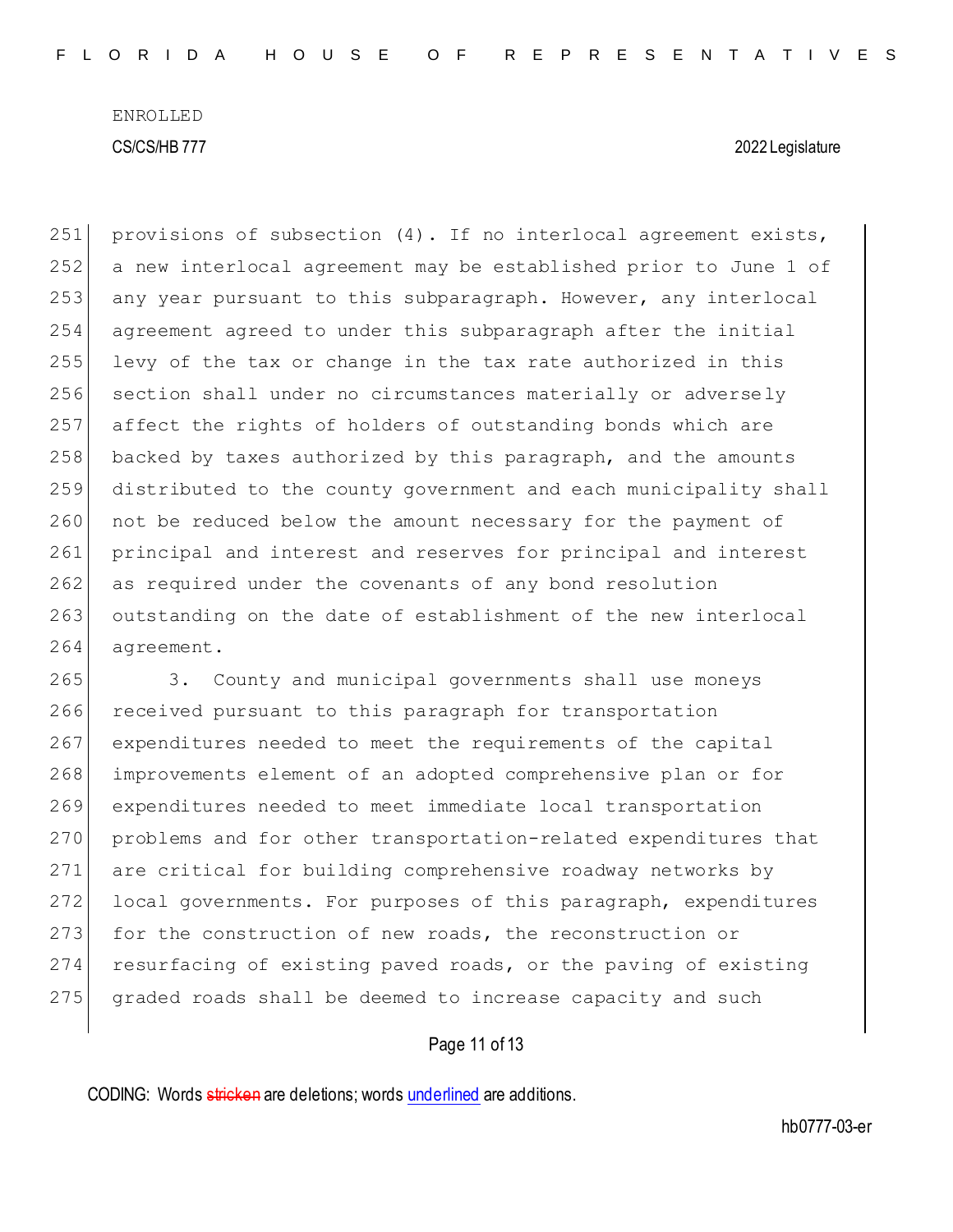provisions of subsection (4). If no interlocal agreement exists, a new interlocal agreement may be established prior to June 1 of any year pursuant to this subparagraph. However, any interlocal agreement agreed to under this subparagraph after the initial levy of the tax or change in the tax rate authorized in this section shall under no circumstances materially or adversely affect the rights of holders of outstanding bonds which are backed by taxes authorized by this paragraph, and the amounts distributed to the county government and each municipality shall not be reduced below the amount necessary for the payment of principal and interest and reserves for principal and interest as required under the covenants of any bond resolution outstanding on the date of establishment of the new interlocal agreement.

3. County and municipal governments shall use moneys received pursuant to this paragraph for transportation expenditures needed to meet the requirements of the capital improvements element of an adopted comprehensive plan or for expenditures needed to meet immediate local transportation problems and for other transportation-related expenditures that are critical for building comprehensive roadway networks by local governments. For purposes of this paragraph, expenditures for the construction of new roads, the reconstruction or resurfacing of existing paved roads, or the paving of existing graded roads shall be deemed to increase capacity and such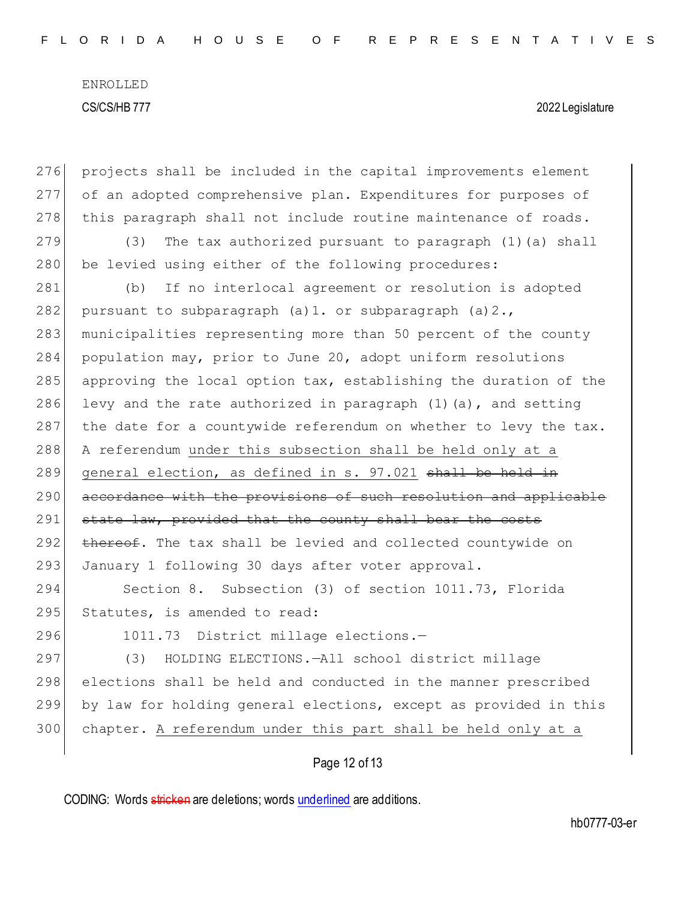projects shall be included in the capital improvements element of an adopted comprehensive plan. Expenditures for purposes of this paragraph shall not include routine maintenance of roads.

(3) The tax authorized pursuant to paragraph (1)(a) shall be levied using either of the following procedures:

(b) If no interlocal agreement or resolution is adopted pursuant to subparagraph (a)1. or subparagraph (a)2., municipalities representing more than 50 percent of the county population may, prior to June 20, adopt uniform resolutions approving the local option tax, establishing the duration of the levy and the rate authorized in paragraph (1)(a), and setting the date for a countywide referendum on whether to levy the tax. A referendum <u>under this subsection shall be held only at a general election, as defined in s. 97.021</u> ~~shall be held in accordance with the provisions of such resolution and applicable state law, provided that the county shall bear the costs thereof~~. The tax shall be levied and collected countywide on January 1 following 30 days after voter approval.

Section 8. Subsection (3) of section 1011.73, Florida Statutes, is amended to read:

1011.73 District millage elections.—

(3) HOLDING ELECTIONS.—All school district millage elections shall be held and conducted in the manner prescribed by law for holding general elections, except as provided in this chapter. <u>A referendum under this part shall be held only at a</u>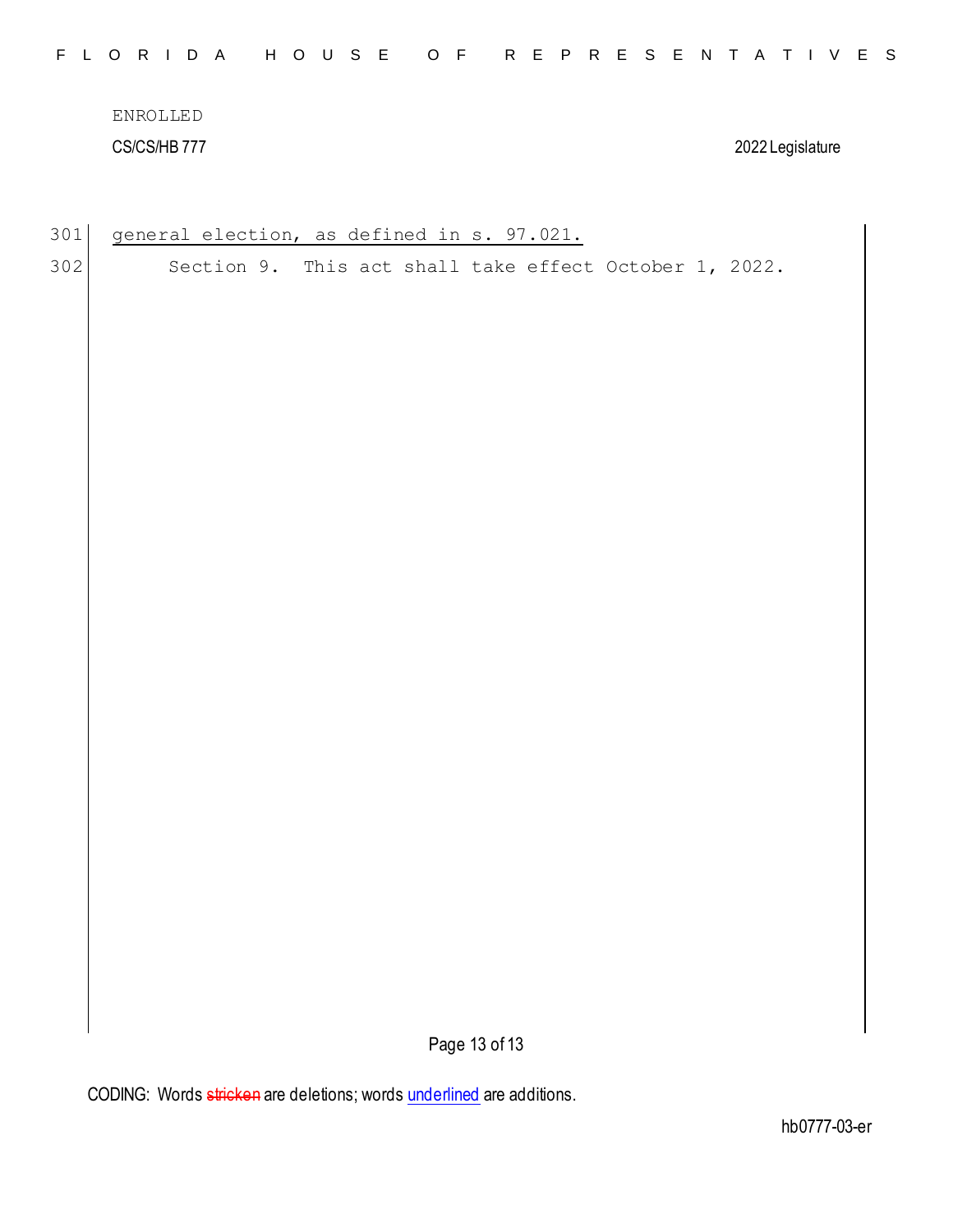301 general election, as defined in s. 97.021.

302 Section 9. This act shall take effect October 1, 2022.